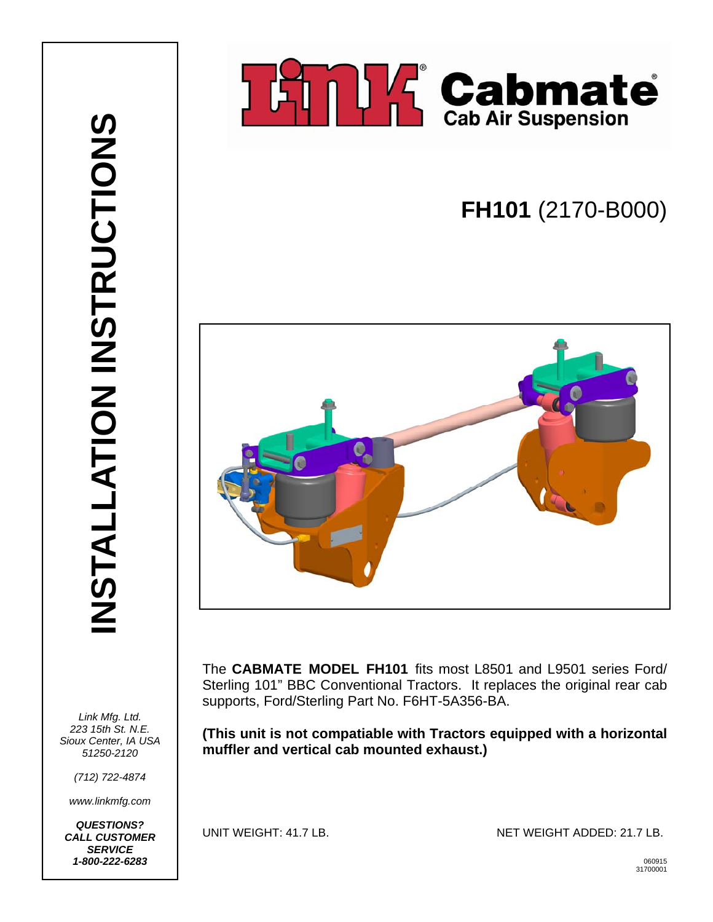# INSTALLATION INSTRUCTIONS

# LINK® Cabmate®

## Cab Air Suspension

## **FH101** (2170-B000)

The **CABMATE MODEL FH101** fits most L8501 and L9501 series Ford/ Sterling 101" BBC Conventional Tractors. It replaces the original rear cab supports, Ford/Sterling Part No. F6HT-5A356-BA.

**(This unit is not compatiable with Tractors equipped with a horizontal muffler and vertical cab mounted exhaust.)**

UNIT WEIGHT: 41.7 LB.

NET WEIGHT ADDED: 21.7 LB.

*Link Mfg. Ltd.*
*223 15th St. N.E.*
*Sioux Center, IA USA*
*51250-2120*

*(712) 722-4874*

*www.linkmfg.com*

***QUESTIONS? CALL CUSTOMER SERVICE 1-800-222-6283***

060915
31700001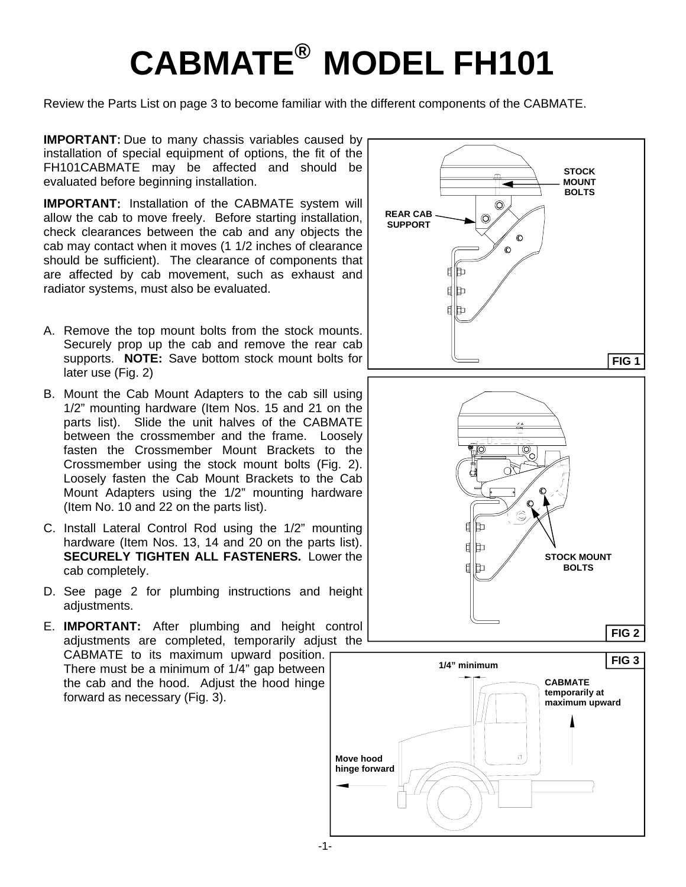# CABMATE® MODEL FH101

Review the Parts List on page 3 to become familiar with the different components of the CABMATE.

**IMPORTANT:** Due to many chassis variables caused by installation of special equipment of options, the fit of the FH101CABMATE may be affected and should be evaluated before beginning installation.

**IMPORTANT:** Installation of the CABMATE system will allow the cab to move freely. Before starting installation, check clearances between the cab and any objects the cab may contact when it moves (1 1/2 inches of clearance should be sufficient). The clearance of components that are affected by cab movement, such as exhaust and radiator systems, must also be evaluated.

A. Remove the top mount bolts from the stock mounts. Securely prop up the cab and remove the rear cab supports. **NOTE:** Save bottom stock mount bolts for later use (Fig. 2)

B. Mount the Cab Mount Adapters to the cab sill using 1/2" mounting hardware (Item Nos. 15 and 21 on the parts list). Slide the unit halves of the CABMATE between the crossmember and the frame. Loosely fasten the Crossmember Mount Brackets to the Crossmember using the stock mount bolts (Fig. 2). Loosely fasten the Cab Mount Brackets to the Cab Mount Adapters using the 1/2" mounting hardware (Item No. 10 and 22 on the parts list).

C. Install Lateral Control Rod using the 1/2" mounting hardware (Item Nos. 13, 14 and 20 on the parts list). **SECURELY TIGHTEN ALL FASTENERS.** Lower the cab completely.

D. See page 2 for plumbing instructions and height adjustments.

E. **IMPORTANT:** After plumbing and height control adjustments are completed, temporarily adjust the CABMATE to its maximum upward position. There must be a minimum of 1/4" gap between the cab and the hood. Adjust the hood hinge forward as necessary (Fig. 3).

STOCK MOUNT BOLTS

REAR CAB SUPPORT

FIG 1

STOCK MOUNT BOLTS

FIG 2

1/4" minimum

CABMATE temporarily at maximum upward

Move hood hinge forward

FIG 3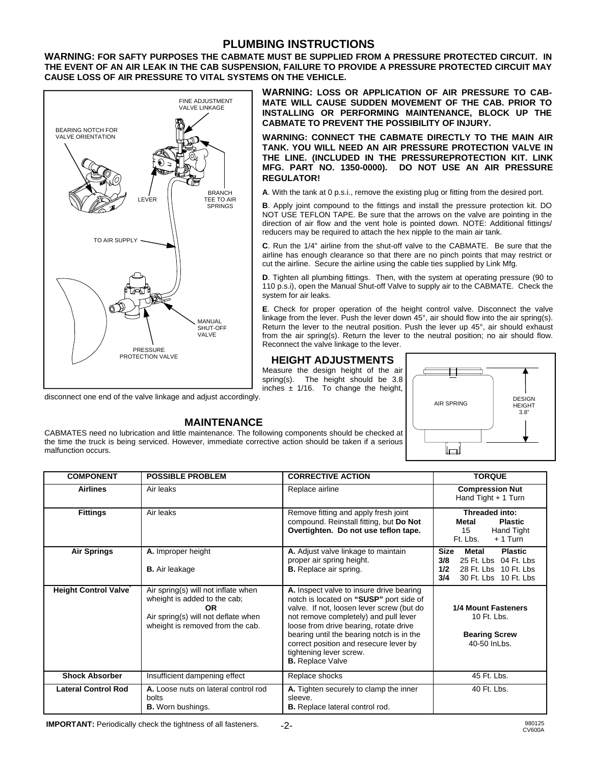# PLUMBING INSTRUCTIONS

**WARNING: FOR SAFTY PURPOSES THE CABMATE MUST BE SUPPLIED FROM A PRESSURE PROTECTED CIRCUIT. IN THE EVENT OF AN AIR LEAK IN THE CAB SUSPENSION, FAILURE TO PROVIDE A PRESSURE PROTECTED CIRCUIT MAY CAUSE LOSS OF AIR PRESSURE TO VITAL SYSTEMS ON THE VEHICLE.**

FINE ADJUSTMENT VALVE LINKAGE

BEARING NOTCH FOR VALVE ORIENTATION

LEVER

BRANCH TEE TO AIR SPRINGS

TO AIR SUPPLY

MANUAL SHUT-OFF VALVE

PRESSURE PROTECTION VALVE

**WARNING: LOSS OR APPLICATION OF AIR PRESSURE TO CAB-MATE WILL CAUSE SUDDEN MOVEMENT OF THE CAB. PRIOR TO INSTALLING OR PERFORMING MAINTENANCE, BLOCK UP THE CABMATE TO PREVENT THE POSSIBILITY OF INJURY.**

**WARNING: CONNECT THE CABMATE DIRECTLY TO THE MAIN AIR TANK. YOU WILL NEED AN AIR PRESSURE PROTECTION VALVE IN THE LINE. (INCLUDED IN THE PRESSUREPROTECTION KIT. LINK MFG. PART NO. 1350-0000). DO NOT USE AN AIR PRESSURE REGULATOR!**

**A**. With the tank at 0 p.s.i., remove the existing plug or fitting from the desired port.

**B**. Apply joint compound to the fittings and install the pressure protection kit. DO NOT USE TEFLON TAPE. Be sure that the arrows on the valve are pointing in the direction of air flow and the vent hole is pointed down. NOTE: Additional fittings/ reducers may be required to attach the hex nipple to the main air tank.

**C**. Run the 1/4" airline from the shut-off valve to the CABMATE. Be sure that the airline has enough clearance so that there are no pinch points that may restrict or cut the airline. Secure the airline using the cable ties supplied by Link Mfg.

**D**. Tighten all plumbing fittings. Then, with the system at operating pressure (90 to 110 p.s.i), open the Manual Shut-off Valve to supply air to the CABMATE. Check the system for air leaks.

**E**. Check for proper operation of the height control valve. Disconnect the valve linkage from the lever. Push the lever down 45°, air should flow into the air spring(s). Return the lever to the neutral position. Push the lever up 45°, air should exhaust from the air spring(s). Return the lever to the neutral position; no air should flow. Reconnect the valve linkage to the lever.

## HEIGHT ADJUSTMENTS

Measure the design height of the air spring(s). The height should be 3.8 inches ± 1/16. To change the height, disconnect one end of the valve linkage and adjust accordingly.

AIR SPRING

DESIGN HEIGHT 3.8"

## MAINTENANCE

CABMATES need no lubrication and little maintenance. The following components should be checked at the time the truck is being serviced. However, immediate corrective action should be taken if a serious malfunction occurs.

| COMPONENT | POSSIBLE PROBLEM | CORRECTIVE ACTION | TORQUE |
|---|---|---|---|
| **Airlines** | Air leaks | Replace airline | **Compression Nut** Hand Tight + 1 Turn |
| **Fittings** | Air leaks | Remove fitting and apply fresh joint compound. Reinstall fitting, but **Do Not Overtighten. Do not use teflon tape.** | **Threaded into:** **Metal** 15 Ft. Lbs. / **Plastic** Hand Tight + 1 Turn |
| **Air Springs** | **A.** Improper height<br>**B.** Air leakage | **A.** Adjust valve linkage to maintain proper air spring height.<br>**B.** Replace air spring. | **Size / Metal / Plastic**<br>**3/8** 25 Ft. Lbs 04 Ft. Lbs<br>**1/2** 28 Ft. Lbs 10 Ft. Lbs<br>**3/4** 30 Ft. Lbs 10 Ft. Lbs |
| **Height Control Valve**[*] | Air spring(s) will not inflate when wheight is added to the cab;<br>**OR**<br>Air spring(s) will not deflate when wheight is removed from the cab. | **A.** Inspect valve to insure drive bearing notch is located on **"SUSP"** port side of valve. If not, loosen lever screw (but do not remove completely) and pull lever loose from drive bearing, rotate drive bearing until the bearing notch is in the correct position and resecure lever by tightening lever screw.<br>**B.** Replace Valve | **1/4 Mount Fasteners** 10 Ft. Lbs.<br>**Bearing Screw** 40-50 InLbs. |
| **Shock Absorber** | Insufficient dampening effect | Replace shocks | 45 Ft. Lbs. |
| **Lateral Control Rod** | **A.** Loose nuts on lateral control rod bolts<br>**B.** Worn bushings. | **A.** Tighten securely to clamp the inner sleeve.<br>**B.** Replace lateral control rod. | 40 Ft. Lbs. |

**IMPORTANT:** Periodically check the tightness of all fasteners.

980125
CV600A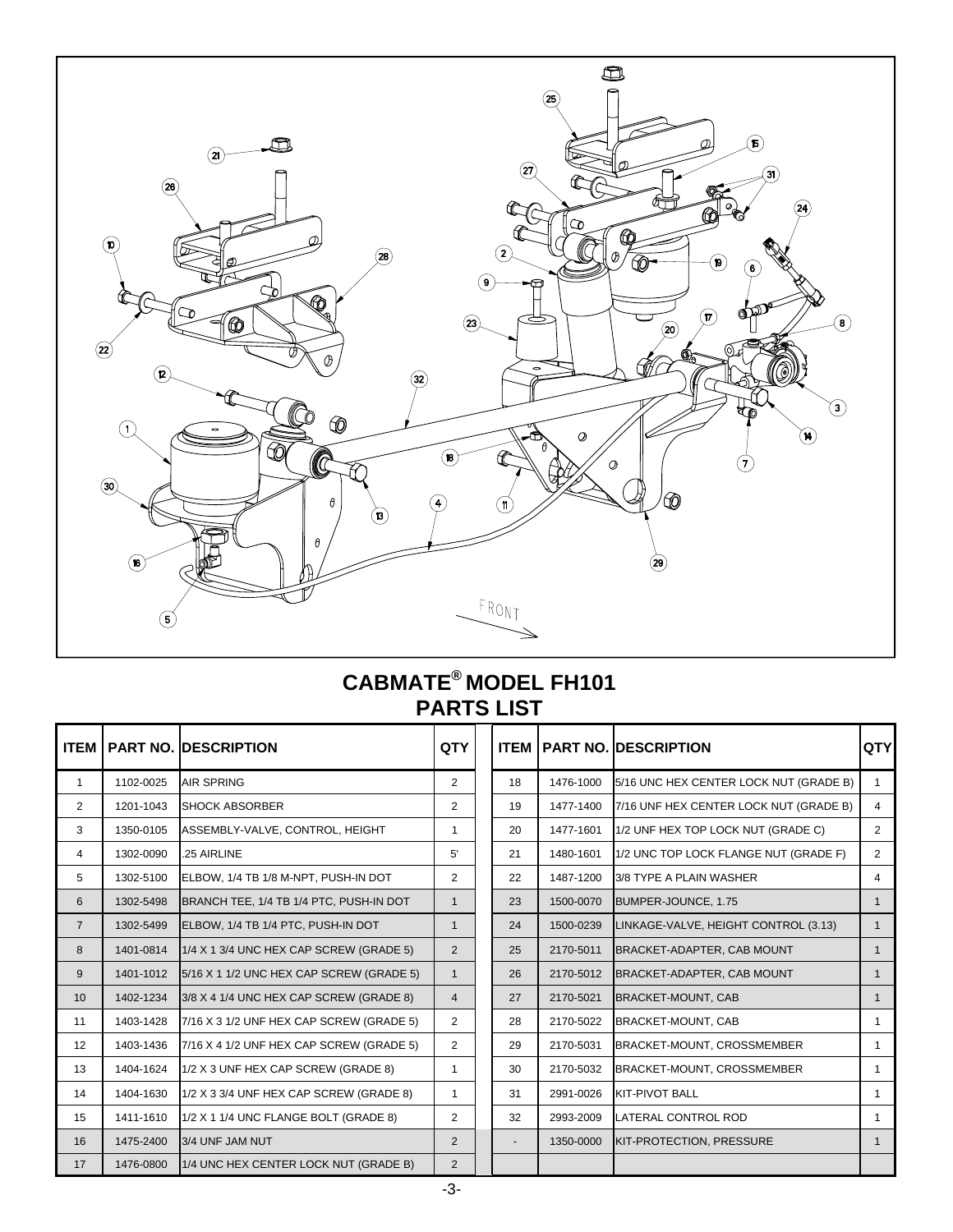# CABMATE® MODEL FH101
# PARTS LIST

| ITEM | PART NO. | DESCRIPTION | QTY | ITEM | PART NO. | DESCRIPTION | QTY |
|---|---|---|---|---|---|---|---|
| 1 | 1102-0025 | AIR SPRING | 2 | 18 | 1476-1000 | 5/16 UNC HEX CENTER LOCK NUT (GRADE B) | 1 |
| 2 | 1201-1043 | SHOCK ABSORBER | 2 | 19 | 1477-1400 | 7/16 UNF HEX CENTER LOCK NUT (GRADE B) | 4 |
| 3 | 1350-0105 | ASSEMBLY-VALVE, CONTROL, HEIGHT | 1 | 20 | 1477-1601 | 1/2 UNF HEX TOP LOCK NUT (GRADE C) | 2 |
| 4 | 1302-0090 | .25 AIRLINE | 5' | 21 | 1480-1601 | 1/2 UNC TOP LOCK FLANGE NUT (GRADE F) | 2 |
| 5 | 1302-5100 | ELBOW, 1/4 TB 1/8 M-NPT, PUSH-IN DOT | 2 | 22 | 1487-1200 | 3/8 TYPE A PLAIN WASHER | 4 |
| 6 | 1302-5498 | BRANCH TEE, 1/4 TB 1/4 PTC, PUSH-IN DOT | 1 | 23 | 1500-0070 | BUMPER-JOUNCE, 1.75 | 1 |
| 7 | 1302-5499 | ELBOW, 1/4 TB 1/4 PTC, PUSH-IN DOT | 1 | 24 | 1500-0239 | LINKAGE-VALVE, HEIGHT CONTROL (3.13) | 1 |
| 8 | 1401-0814 | 1/4 X 1 3/4 UNC HEX CAP SCREW (GRADE 5) | 2 | 25 | 2170-5011 | BRACKET-ADAPTER, CAB MOUNT | 1 |
| 9 | 1401-1012 | 5/16 X 1 1/2 UNC HEX CAP SCREW (GRADE 5) | 1 | 26 | 2170-5012 | BRACKET-ADAPTER, CAB MOUNT | 1 |
| 10 | 1402-1234 | 3/8 X 4 1/4 UNC HEX CAP SCREW (GRADE 8) | 4 | 27 | 2170-5021 | BRACKET-MOUNT, CAB | 1 |
| 11 | 1403-1428 | 7/16 X 3 1/2 UNF HEX CAP SCREW (GRADE 5) | 2 | 28 | 2170-5022 | BRACKET-MOUNT, CAB | 1 |
| 12 | 1403-1436 | 7/16 X 4 1/2 UNF HEX CAP SCREW (GRADE 5) | 2 | 29 | 2170-5031 | BRACKET-MOUNT, CROSSMEMBER | 1 |
| 13 | 1404-1624 | 1/2 X 3 UNF HEX CAP SCREW (GRADE 8) | 1 | 30 | 2170-5032 | BRACKET-MOUNT, CROSSMEMBER | 1 |
| 14 | 1404-1630 | 1/2 X 3 3/4 UNF HEX CAP SCREW (GRADE 8) | 1 | 31 | 2991-0026 | KIT-PIVOT BALL | 1 |
| 15 | 1411-1610 | 1/2 X 1 1/4 UNC FLANGE BOLT (GRADE 8) | 2 | 32 | 2993-2009 | LATERAL CONTROL ROD | 1 |
| 16 | 1475-2400 | 3/4 UNF JAM NUT | 2 | - | 1350-0000 | KIT-PROTECTION, PRESSURE | 1 |
| 17 | 1476-0800 | 1/4 UNC HEX CENTER LOCK NUT (GRADE B) | 2 | | | | |